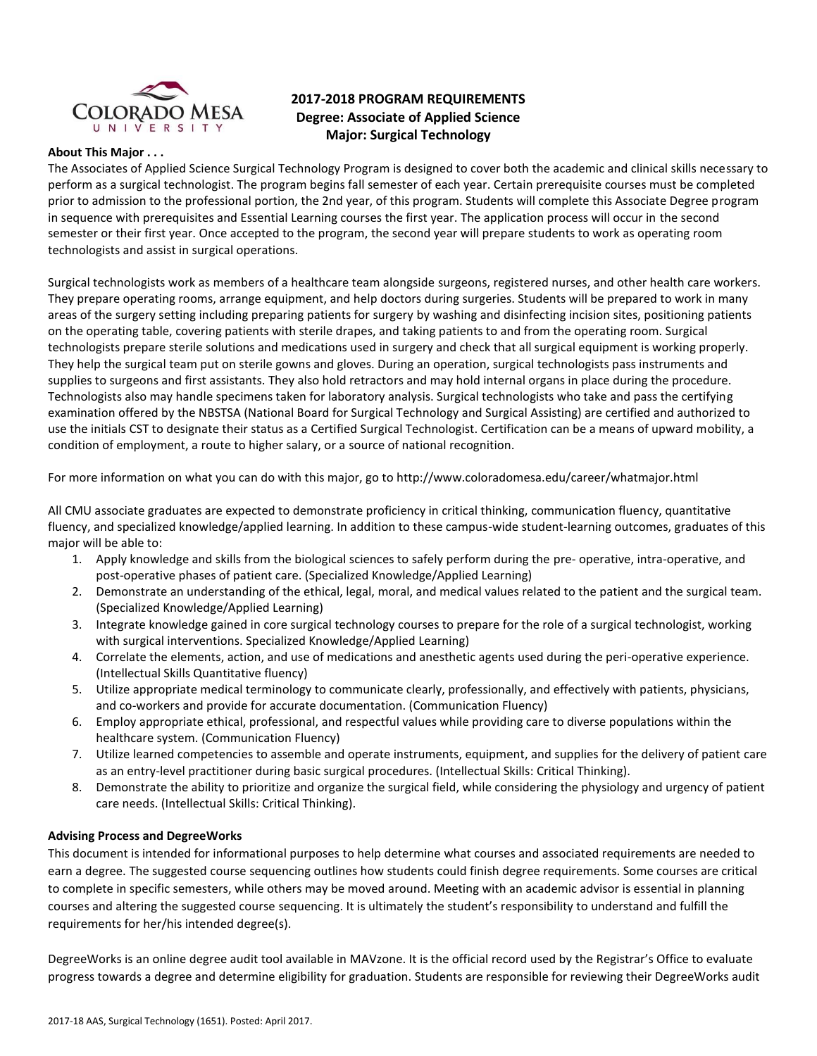**2017-2018 PROGRAM REQUIREMENTS**
**Degree: Associate of Applied Science**
**Major: Surgical Technology**

**About This Major . . .**

The Associates of Applied Science Surgical Technology Program is designed to cover both the academic and clinical skills necessary to perform as a surgical technologist. The program begins fall semester of each year. Certain prerequisite courses must be completed prior to admission to the professional portion, the 2nd year, of this program. Students will complete this Associate Degree program in sequence with prerequisites and Essential Learning courses the first year. The application process will occur in the second semester or their first year. Once accepted to the program, the second year will prepare students to work as operating room technologists and assist in surgical operations.

Surgical technologists work as members of a healthcare team alongside surgeons, registered nurses, and other health care workers. They prepare operating rooms, arrange equipment, and help doctors during surgeries. Students will be prepared to work in many areas of the surgery setting including preparing patients for surgery by washing and disinfecting incision sites, positioning patients on the operating table, covering patients with sterile drapes, and taking patients to and from the operating room. Surgical technologists prepare sterile solutions and medications used in surgery and check that all surgical equipment is working properly. They help the surgical team put on sterile gowns and gloves. During an operation, surgical technologists pass instruments and supplies to surgeons and first assistants. They also hold retractors and may hold internal organs in place during the procedure. Technologists also may handle specimens taken for laboratory analysis. Surgical technologists who take and pass the certifying examination offered by the NBSTSA (National Board for Surgical Technology and Surgical Assisting) are certified and authorized to use the initials CST to designate their status as a Certified Surgical Technologist. Certification can be a means of upward mobility, a condition of employment, a route to higher salary, or a source of national recognition.

For more information on what you can do with this major, go to http://www.coloradomesa.edu/career/whatmajor.html

All CMU associate graduates are expected to demonstrate proficiency in critical thinking, communication fluency, quantitative fluency, and specialized knowledge/applied learning. In addition to these campus-wide student-learning outcomes, graduates of this major will be able to:

1. Apply knowledge and skills from the biological sciences to safely perform during the pre- operative, intra-operative, and post-operative phases of patient care. (Specialized Knowledge/Applied Learning)
2. Demonstrate an understanding of the ethical, legal, moral, and medical values related to the patient and the surgical team. (Specialized Knowledge/Applied Learning)
3. Integrate knowledge gained in core surgical technology courses to prepare for the role of a surgical technologist, working with surgical interventions. Specialized Knowledge/Applied Learning)
4. Correlate the elements, action, and use of medications and anesthetic agents used during the peri-operative experience. (Intellectual Skills Quantitative fluency)
5. Utilize appropriate medical terminology to communicate clearly, professionally, and effectively with patients, physicians, and co-workers and provide for accurate documentation. (Communication Fluency)
6. Employ appropriate ethical, professional, and respectful values while providing care to diverse populations within the healthcare system. (Communication Fluency)
7. Utilize learned competencies to assemble and operate instruments, equipment, and supplies for the delivery of patient care as an entry-level practitioner during basic surgical procedures. (Intellectual Skills: Critical Thinking).
8. Demonstrate the ability to prioritize and organize the surgical field, while considering the physiology and urgency of patient care needs. (Intellectual Skills: Critical Thinking).

**Advising Process and DegreeWorks**

This document is intended for informational purposes to help determine what courses and associated requirements are needed to earn a degree. The suggested course sequencing outlines how students could finish degree requirements. Some courses are critical to complete in specific semesters, while others may be moved around. Meeting with an academic advisor is essential in planning courses and altering the suggested course sequencing. It is ultimately the student's responsibility to understand and fulfill the requirements for her/his intended degree(s).

DegreeWorks is an online degree audit tool available in MAVzone. It is the official record used by the Registrar's Office to evaluate progress towards a degree and determine eligibility for graduation. Students are responsible for reviewing their DegreeWorks audit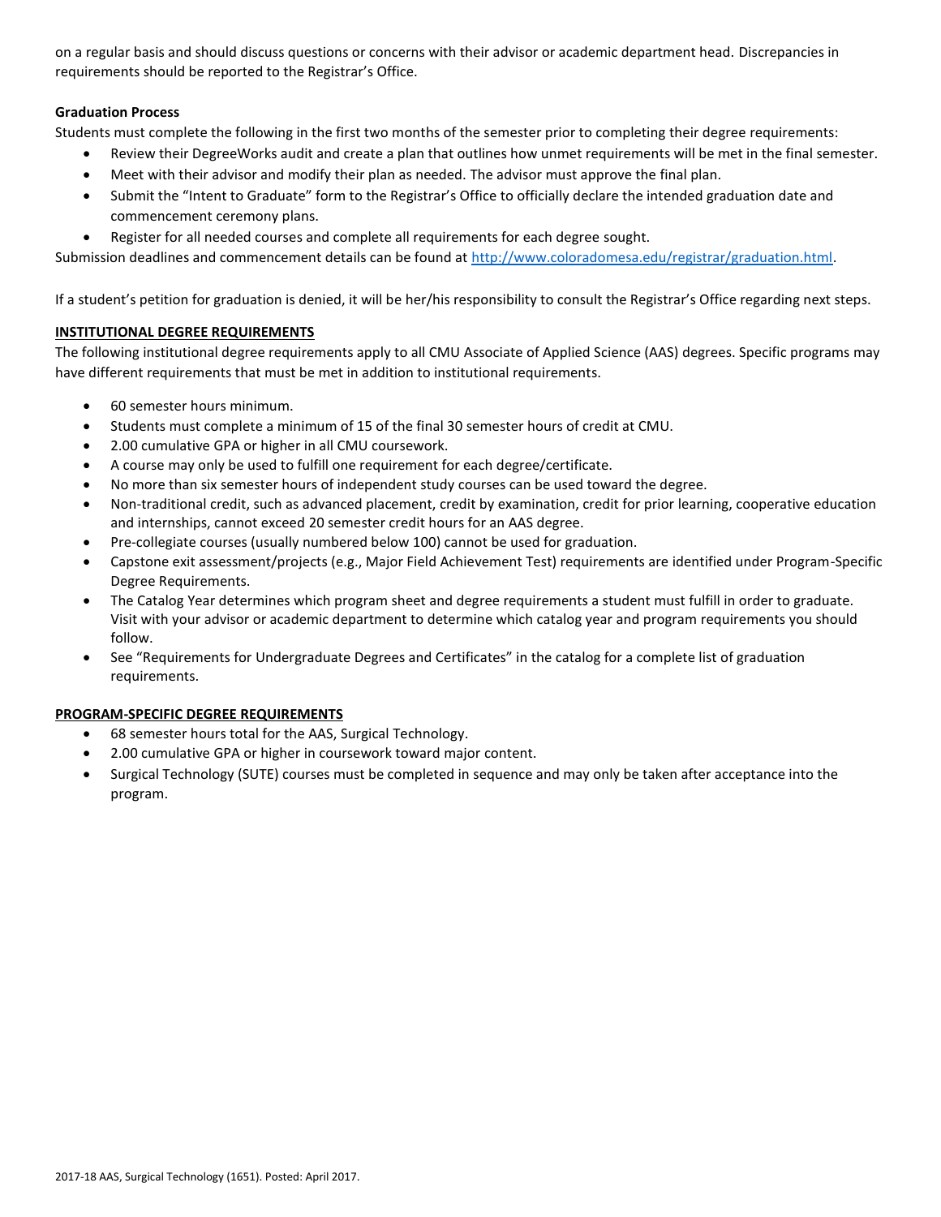on a regular basis and should discuss questions or concerns with their advisor or academic department head. Discrepancies in requirements should be reported to the Registrar's Office.

**Graduation Process**

Students must complete the following in the first two months of the semester prior to completing their degree requirements:

- Review their DegreeWorks audit and create a plan that outlines how unmet requirements will be met in the final semester.
- Meet with their advisor and modify their plan as needed. The advisor must approve the final plan.
- Submit the "Intent to Graduate" form to the Registrar's Office to officially declare the intended graduation date and commencement ceremony plans.
- Register for all needed courses and complete all requirements for each degree sought.

Submission deadlines and commencement details can be found at http://www.coloradomesa.edu/registrar/graduation.html.

If a student's petition for graduation is denied, it will be her/his responsibility to consult the Registrar's Office regarding next steps.

## INSTITUTIONAL DEGREE REQUIREMENTS

The following institutional degree requirements apply to all CMU Associate of Applied Science (AAS) degrees. Specific programs may have different requirements that must be met in addition to institutional requirements.

- 60 semester hours minimum.
- Students must complete a minimum of 15 of the final 30 semester hours of credit at CMU.
- 2.00 cumulative GPA or higher in all CMU coursework.
- A course may only be used to fulfill one requirement for each degree/certificate.
- No more than six semester hours of independent study courses can be used toward the degree.
- Non-traditional credit, such as advanced placement, credit by examination, credit for prior learning, cooperative education and internships, cannot exceed 20 semester credit hours for an AAS degree.
- Pre-collegiate courses (usually numbered below 100) cannot be used for graduation.
- Capstone exit assessment/projects (e.g., Major Field Achievement Test) requirements are identified under Program-Specific Degree Requirements.
- The Catalog Year determines which program sheet and degree requirements a student must fulfill in order to graduate. Visit with your advisor or academic department to determine which catalog year and program requirements you should follow.
- See "Requirements for Undergraduate Degrees and Certificates" in the catalog for a complete list of graduation requirements.

## PROGRAM-SPECIFIC DEGREE REQUIREMENTS

- 68 semester hours total for the AAS, Surgical Technology.
- 2.00 cumulative GPA or higher in coursework toward major content.
- Surgical Technology (SUTE) courses must be completed in sequence and may only be taken after acceptance into the program.

2017-18 AAS, Surgical Technology (1651). Posted: April 2017.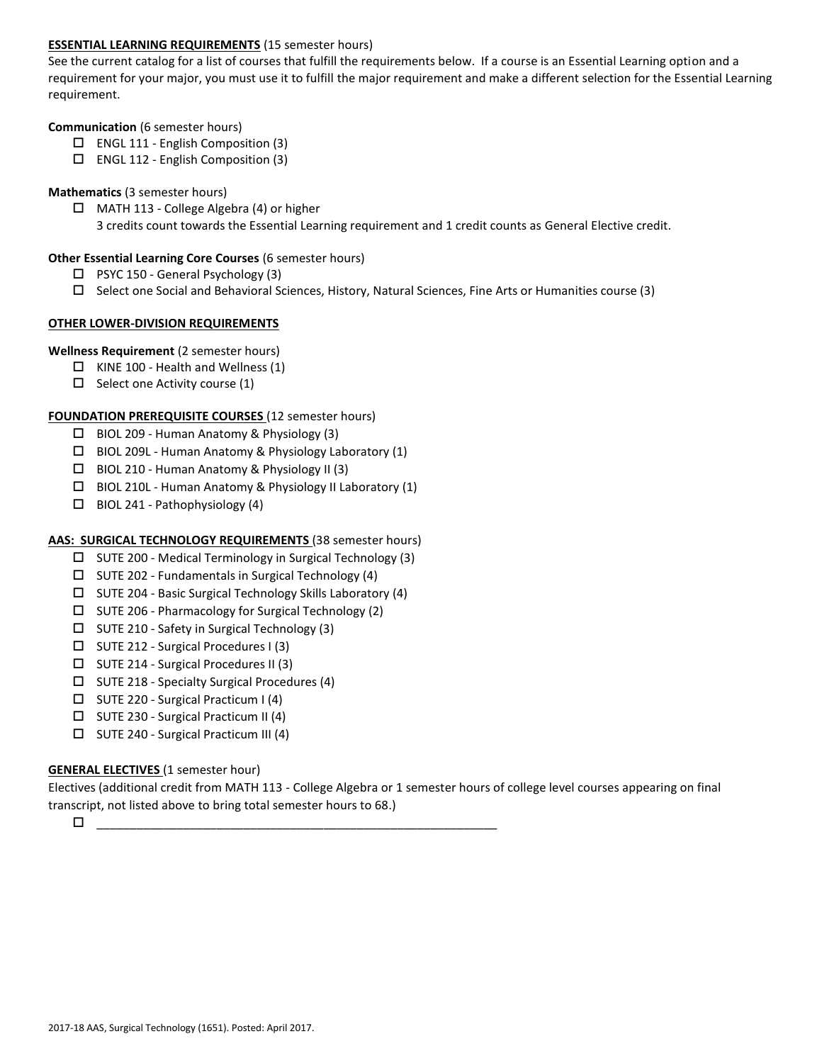**ESSENTIAL LEARNING REQUIREMENTS** (15 semester hours)

See the current catalog for a list of courses that fulfill the requirements below. If a course is an Essential Learning option and a requirement for your major, you must use it to fulfill the major requirement and make a different selection for the Essential Learning requirement.

**Communication** (6 semester hours)

- ☐ ENGL 111 - English Composition (3)
- ☐ ENGL 112 - English Composition (3)

**Mathematics** (3 semester hours)

- ☐ MATH 113 - College Algebra (4) or higher
  3 credits count towards the Essential Learning requirement and 1 credit counts as General Elective credit.

**Other Essential Learning Core Courses** (6 semester hours)

- ☐ PSYC 150 - General Psychology (3)
- ☐ Select one Social and Behavioral Sciences, History, Natural Sciences, Fine Arts or Humanities course (3)

**OTHER LOWER-DIVISION REQUIREMENTS**

**Wellness Requirement** (2 semester hours)

- ☐ KINE 100 - Health and Wellness (1)
- ☐ Select one Activity course (1)

**FOUNDATION PREREQUISITE COURSES** (12 semester hours)

- ☐ BIOL 209 - Human Anatomy & Physiology (3)
- ☐ BIOL 209L - Human Anatomy & Physiology Laboratory (1)
- ☐ BIOL 210 - Human Anatomy & Physiology II (3)
- ☐ BIOL 210L - Human Anatomy & Physiology II Laboratory (1)
- ☐ BIOL 241 - Pathophysiology (4)

**AAS: SURGICAL TECHNOLOGY REQUIREMENTS** (38 semester hours)

- ☐ SUTE 200 - Medical Terminology in Surgical Technology (3)
- ☐ SUTE 202 - Fundamentals in Surgical Technology (4)
- ☐ SUTE 204 - Basic Surgical Technology Skills Laboratory (4)
- ☐ SUTE 206 - Pharmacology for Surgical Technology (2)
- ☐ SUTE 210 - Safety in Surgical Technology (3)
- ☐ SUTE 212 - Surgical Procedures I (3)
- ☐ SUTE 214 - Surgical Procedures II (3)
- ☐ SUTE 218 - Specialty Surgical Procedures (4)
- ☐ SUTE 220 - Surgical Practicum I (4)
- ☐ SUTE 230 - Surgical Practicum II (4)
- ☐ SUTE 240 - Surgical Practicum III (4)

**GENERAL ELECTIVES** (1 semester hour)

Electives (additional credit from MATH 113 - College Algebra or 1 semester hours of college level courses appearing on final transcript, not listed above to bring total semester hours to 68.)

- ☐ ____________________________________________________________

2017-18 AAS, Surgical Technology (1651). Posted: April 2017.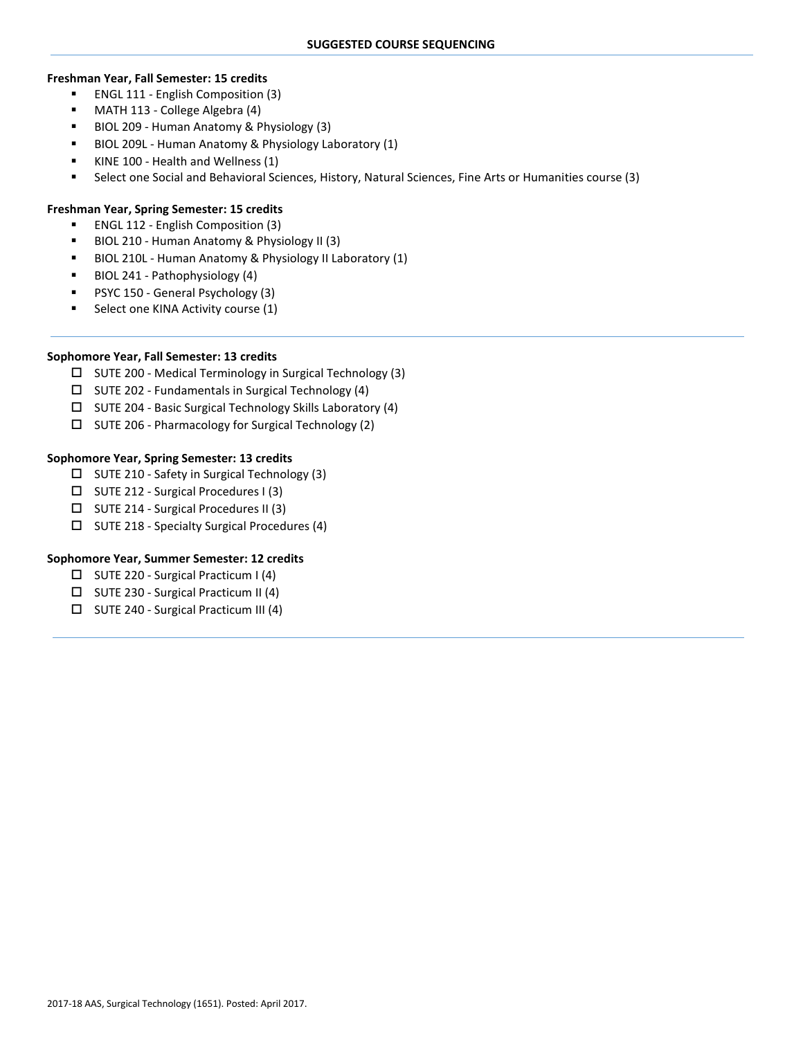## SUGGESTED COURSE SEQUENCING

**Freshman Year, Fall Semester: 15 credits**

- ENGL 111 - English Composition (3)
- MATH 113 - College Algebra (4)
- BIOL 209 - Human Anatomy & Physiology (3)
- BIOL 209L - Human Anatomy & Physiology Laboratory (1)
- KINE 100 - Health and Wellness (1)
- Select one Social and Behavioral Sciences, History, Natural Sciences, Fine Arts or Humanities course (3)

**Freshman Year, Spring Semester: 15 credits**

- ENGL 112 - English Composition (3)
- BIOL 210 - Human Anatomy & Physiology II (3)
- BIOL 210L - Human Anatomy & Physiology II Laboratory (1)
- BIOL 241 - Pathophysiology (4)
- PSYC 150 - General Psychology (3)
- Select one KINA Activity course (1)

---

**Sophomore Year, Fall Semester: 13 credits**

- [ ] SUTE 200 - Medical Terminology in Surgical Technology (3)
- [ ] SUTE 202 - Fundamentals in Surgical Technology (4)
- [ ] SUTE 204 - Basic Surgical Technology Skills Laboratory (4)
- [ ] SUTE 206 - Pharmacology for Surgical Technology (2)

**Sophomore Year, Spring Semester: 13 credits**

- [ ] SUTE 210 - Safety in Surgical Technology (3)
- [ ] SUTE 212 - Surgical Procedures I (3)
- [ ] SUTE 214 - Surgical Procedures II (3)
- [ ] SUTE 218 - Specialty Surgical Procedures (4)

**Sophomore Year, Summer Semester: 12 credits**

- [ ] SUTE 220 - Surgical Practicum I (4)
- [ ] SUTE 230 - Surgical Practicum II (4)
- [ ] SUTE 240 - Surgical Practicum III (4)

---

2017-18 AAS, Surgical Technology (1651). Posted: April 2017.